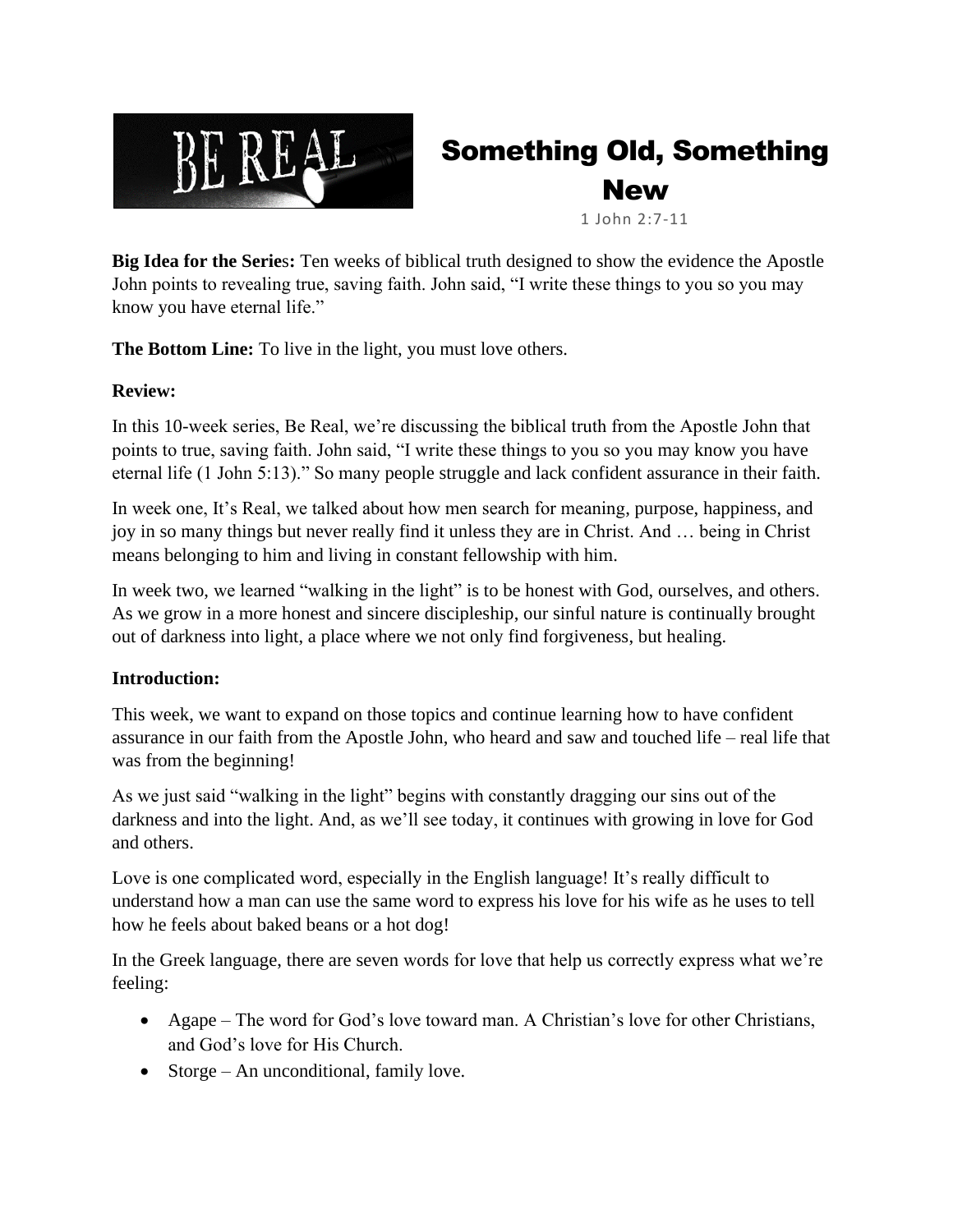# Something Old, Something New

1 John 2:7-11

**Big Idea for the Series:** Ten weeks of biblical truth designed to show the evidence the Apostle John points to revealing true, saving faith. John said, "I write these things to you so you may know you have eternal life."

**The Bottom Line:** To live in the light, you must love others.

**Review:**

In this 10-week series, Be Real, we're discussing the biblical truth from the Apostle John that points to true, saving faith. John said, "I write these things to you so you may know you have eternal life (1 John 5:13)." So many people struggle and lack confident assurance in their faith.

In week one, It's Real, we talked about how men search for meaning, purpose, happiness, and joy in so many things but never really find it unless they are in Christ. And … being in Christ means belonging to him and living in constant fellowship with him.

In week two, we learned "walking in the light" is to be honest with God, ourselves, and others. As we grow in a more honest and sincere discipleship, our sinful nature is continually brought out of darkness into light, a place where we not only find forgiveness, but healing.

**Introduction:**

This week, we want to expand on those topics and continue learning how to have confident assurance in our faith from the Apostle John, who heard and saw and touched life – real life that was from the beginning!

As we just said "walking in the light" begins with constantly dragging our sins out of the darkness and into the light. And, as we'll see today, it continues with growing in love for God and others.

Love is one complicated word, especially in the English language! It's really difficult to understand how a man can use the same word to express his love for his wife as he uses to tell how he feels about baked beans or a hot dog!

In the Greek language, there are seven words for love that help us correctly express what we're feeling:

- Agape – The word for God's love toward man. A Christian's love for other Christians, and God's love for His Church.
- Storge – An unconditional, family love.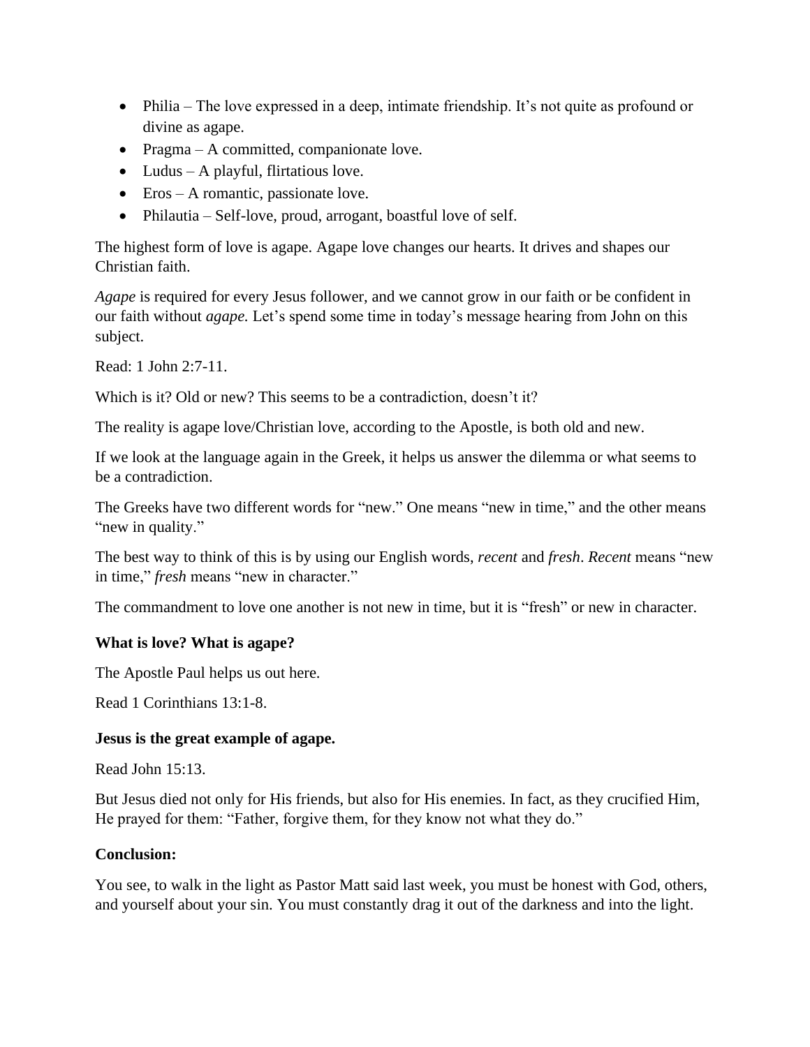- Philia – The love expressed in a deep, intimate friendship. It's not quite as profound or divine as agape.
- Pragma – A committed, companionate love.
- Ludus – A playful, flirtatious love.
- Eros – A romantic, passionate love.
- Philautia – Self-love, proud, arrogant, boastful love of self.

The highest form of love is agape. Agape love changes our hearts. It drives and shapes our Christian faith.

*Agape* is required for every Jesus follower, and we cannot grow in our faith or be confident in our faith without *agape.* Let's spend some time in today's message hearing from John on this subject.

Read: 1 John 2:7-11.

Which is it? Old or new? This seems to be a contradiction, doesn't it?

The reality is agape love/Christian love, according to the Apostle, is both old and new.

If we look at the language again in the Greek, it helps us answer the dilemma or what seems to be a contradiction.

The Greeks have two different words for "new." One means "new in time," and the other means "new in quality."

The best way to think of this is by using our English words, *recent* and *fresh*. *Recent* means "new in time," *fresh* means "new in character."

The commandment to love one another is not new in time, but it is "fresh" or new in character.

**What is love? What is agape?**

The Apostle Paul helps us out here.

Read 1 Corinthians 13:1-8.

**Jesus is the great example of agape.**

Read John 15:13.

But Jesus died not only for His friends, but also for His enemies. In fact, as they crucified Him, He prayed for them: "Father, forgive them, for they know not what they do."

**Conclusion:**

You see, to walk in the light as Pastor Matt said last week, you must be honest with God, others, and yourself about your sin. You must constantly drag it out of the darkness and into the light.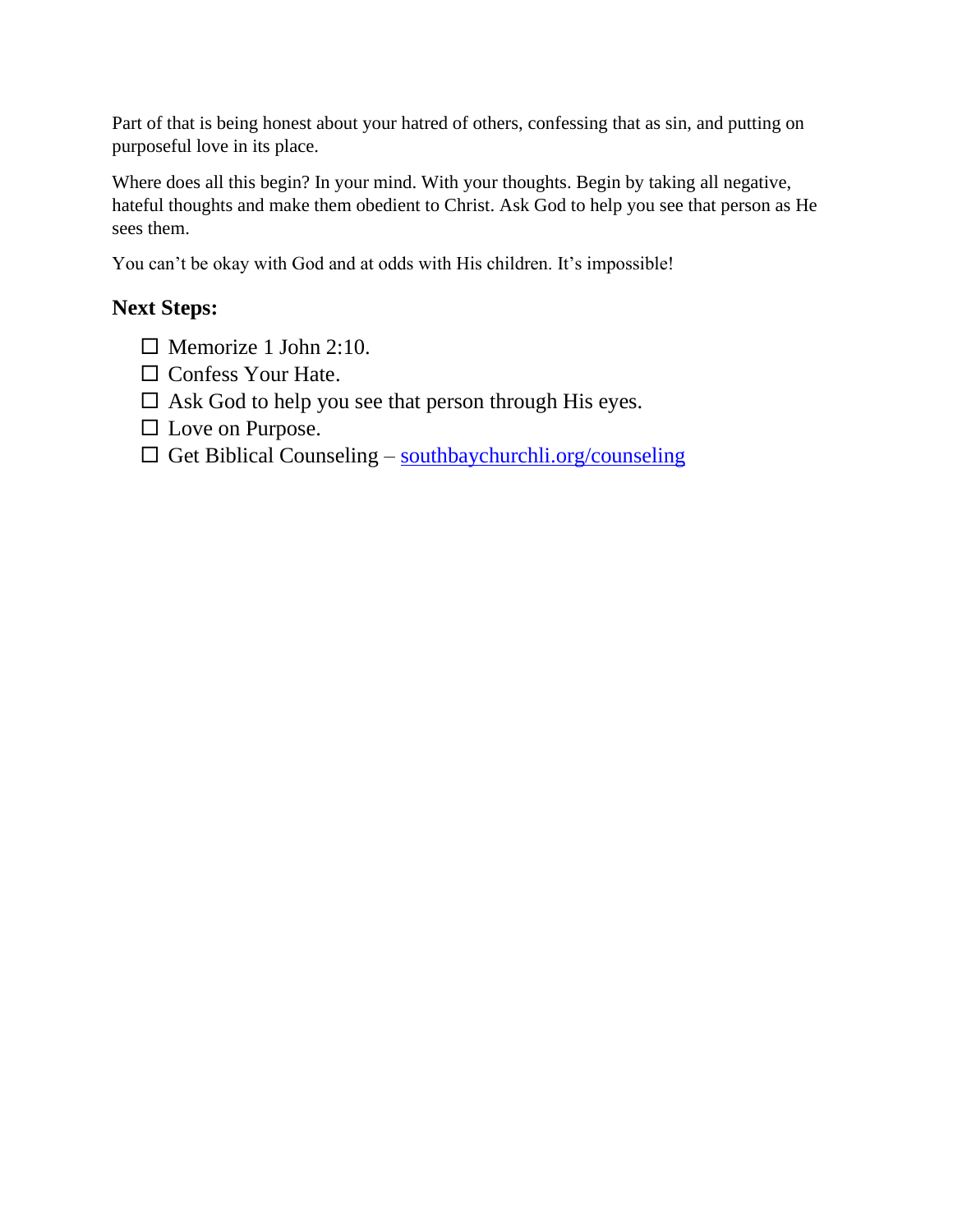Part of that is being honest about your hatred of others, confessing that as sin, and putting on purposeful love in its place.

Where does all this begin? In your mind. With your thoughts. Begin by taking all negative, hateful thoughts and make them obedient to Christ. Ask God to help you see that person as He sees them.

You can't be okay with God and at odds with His children. It's impossible!

### Next Steps:

- ☐ Memorize 1 John 2:10.
- ☐ Confess Your Hate.
- ☐ Ask God to help you see that person through His eyes.
- ☐ Love on Purpose.
- ☐ Get Biblical Counseling – [southbaychurchli.org/counseling](southbaychurchli.org/counseling)